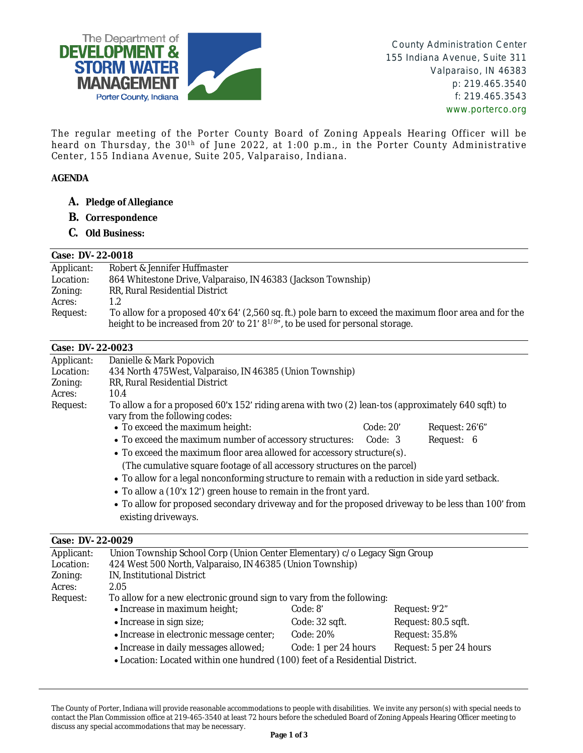The Department of **DEVELOPMENT & STORM WATER MANAGEMENT**
Porter County, Indiana

County Administration Center
155 Indiana Avenue, Suite 311
Valparaiso, IN 46383
p: 219.465.3540
f: 219.465.3543
www.porterco.org

The regular meeting of the Porter County Board of Zoning Appeals Hearing Officer will be heard on Thursday, the 30th of June 2022, at 1:00 p.m., in the Porter County Administrative Center, 155 Indiana Avenue, Suite 205, Valparaiso, Indiana.

**AGENDA**

**A. Pledge of Allegiance**

**B. Correspondence**

**C. Old Business:**

**Case: DV- 22-0018**

| | |
|---|---|
| Applicant: | Robert & Jennifer Huffmaster |
| Location: | 864 Whitestone Drive, Valparaiso, IN 46383 (Jackson Township) |
| Zoning: | RR, Rural Residential District |
| Acres: | 1.2 |
| Request: | To allow for a proposed 40'x 64' (2,560 sq. ft.) pole barn to exceed the maximum floor area and for the height to be increased from 20' to 21' 8 1/8", to be used for personal storage. |

**Case: DV- 22-0023**

| | |
|---|---|
| Applicant: | Danielle & Mark Popovich |
| Location: | 434 North 475West, Valparaiso, IN 46385 (Union Township) |
| Zoning: | RR, Rural Residential District |
| Acres: | 10.4 |
| Request: | To allow a for a proposed 60'x 152' riding arena with two (2) lean-tos (approximately 640 sqft) to vary from the following codes: |

- To exceed the maximum height: Code: 20' Request: 26'6"
- To exceed the maximum number of accessory structures: Code: 3 Request: 6
- To exceed the maximum floor area allowed for accessory structure(s). (The cumulative square footage of all accessory structures on the parcel)
- To allow for a legal nonconforming structure to remain with a reduction in side yard setback.
- To allow a (10'x 12') green house to remain in the front yard.
- To allow for proposed secondary driveway and for the proposed driveway to be less than 100' from existing driveways.

**Case: DV- 22-0029**

| | |
|---|---|
| Applicant: | Union Township School Corp (Union Center Elementary) c/o Legacy Sign Group |
| Location: | 424 West 500 North, Valparaiso, IN 46385 (Union Township) |
| Zoning: | IN, Institutional District |
| Acres: | 2.05 |
| Request: | To allow for a new electronic ground sign to vary from the following: |

| | | |
|---|---|---|
| • Increase in maximum height; | Code: 8' | Request: 9'2" |
| • Increase in sign size; | Code: 32 sqft. | Request: 80.5 sqft. |
| • Increase in electronic message center; | Code: 20% | Request: 35.8% |
| • Increase in daily messages allowed; | Code: 1 per 24 hours | Request: 5 per 24 hours |

- Location: Located within one hundred (100) feet of a Residential District.

The County of Porter, Indiana will provide reasonable accommodations to people with disabilities. We invite any person(s) with special needs to contact the Plan Commission office at 219-465-3540 at least 72 hours before the scheduled Board of Zoning Appeals Hearing Officer meeting to discuss any special accommodations that may be necessary.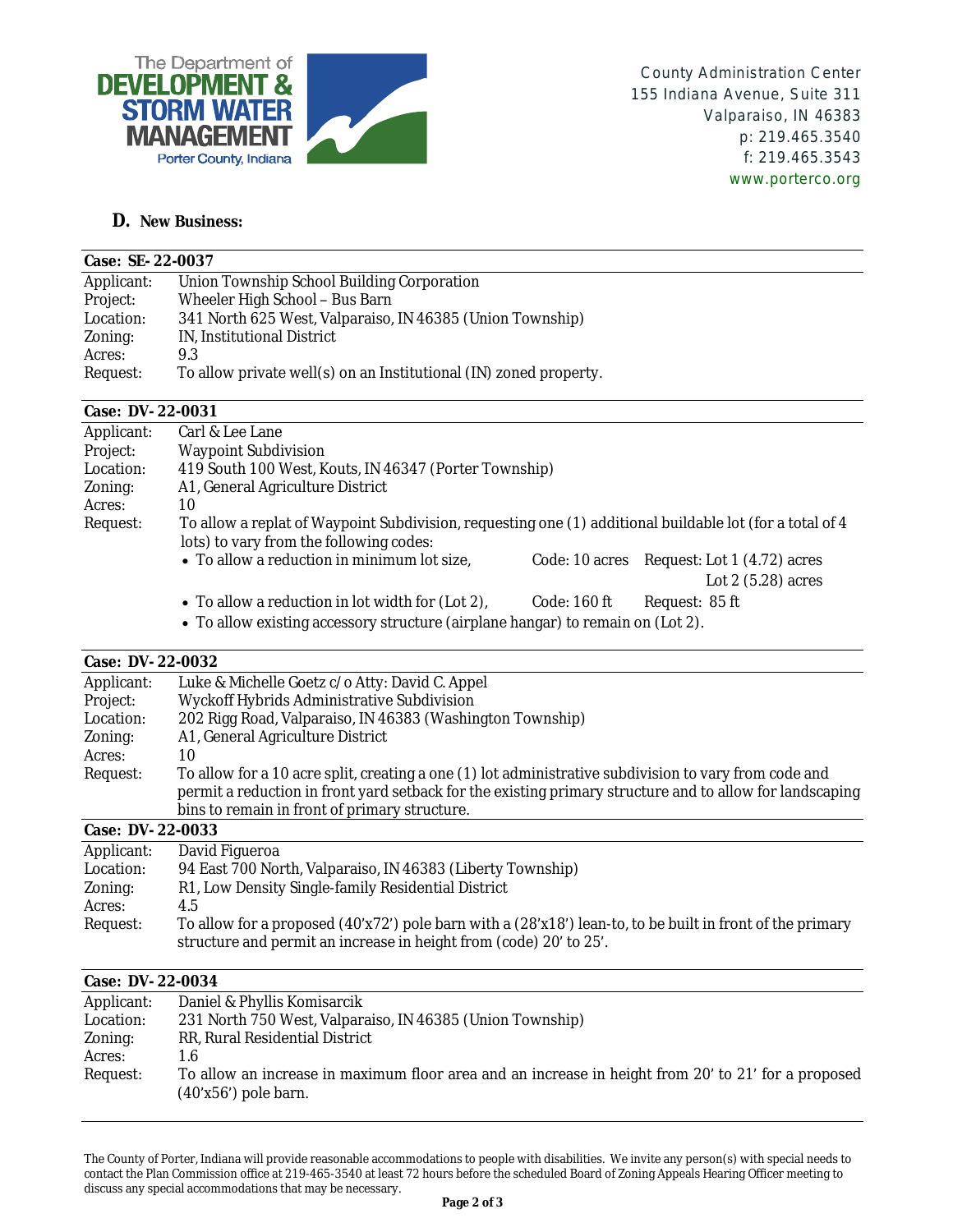The Department of **DEVELOPMENT & STORM WATER MANAGEMENT** Porter County, Indiana

County Administration Center
155 Indiana Avenue, Suite 311
Valparaiso, IN 46383
p: 219.465.3540
f: 219.465.3543
www.porterco.org

## D. New Business:

**Case: SE-22-0037**

| | |
|---|---|
| Applicant: | Union Township School Building Corporation |
| Project: | Wheeler High School – Bus Barn |
| Location: | 341 North 625 West, Valparaiso, IN 46385 (Union Township) |
| Zoning: | IN, Institutional District |
| Acres: | 9.3 |
| Request: | To allow private well(s) on an Institutional (IN) zoned property. |

**Case: DV-22-0031**

| | |
|---|---|
| Applicant: | Carl & Lee Lane |
| Project: | Waypoint Subdivision |
| Location: | 419 South 100 West, Kouts, IN 46347 (Porter Township) |
| Zoning: | A1, General Agriculture District |
| Acres: | 10 |
| Request: | To allow a replat of Waypoint Subdivision, requesting one (1) additional buildable lot (for a total of 4 lots) to vary from the following codes: |

- To allow a reduction in minimum lot size, Code: 10 acres Request: Lot 1 (4.72) acres, Lot 2 (5.28) acres
- To allow a reduction in lot width for (Lot 2), Code: 160 ft Request: 85 ft
- To allow existing accessory structure (airplane hangar) to remain on (Lot 2).

**Case: DV-22-0032**

| | |
|---|---|
| Applicant: | Luke & Michelle Goetz c/o Atty: David C. Appel |
| Project: | Wyckoff Hybrids Administrative Subdivision |
| Location: | 202 Rigg Road, Valparaiso, IN 46383 (Washington Township) |
| Zoning: | A1, General Agriculture District |
| Acres: | 10 |
| Request: | To allow for a 10 acre split, creating a one (1) lot administrative subdivision to vary from code and permit a reduction in front yard setback for the existing primary structure and to allow for landscaping bins to remain in front of primary structure. |

**Case: DV-22-0033**

| | |
|---|---|
| Applicant: | David Figueroa |
| Location: | 94 East 700 North, Valparaiso, IN 46383 (Liberty Township) |
| Zoning: | R1, Low Density Single-family Residential District |
| Acres: | 4.5 |
| Request: | To allow for a proposed (40'x72') pole barn with a (28'x18') lean-to, to be built in front of the primary structure and permit an increase in height from (code) 20' to 25'. |

**Case: DV-22-0034**

| | |
|---|---|
| Applicant: | Daniel & Phyllis Komisarcik |
| Location: | 231 North 750 West, Valparaiso, IN 46385 (Union Township) |
| Zoning: | RR, Rural Residential District |
| Acres: | 1.6 |
| Request: | To allow an increase in maximum floor area and an increase in height from 20' to 21' for a proposed (40'x56') pole barn. |

The County of Porter, Indiana will provide reasonable accommodations to people with disabilities. We invite any person(s) with special needs to contact the Plan Commission office at 219-465-3540 at least 72 hours before the scheduled Board of Zoning Appeals Hearing Officer meeting to discuss any special accommodations that may be necessary.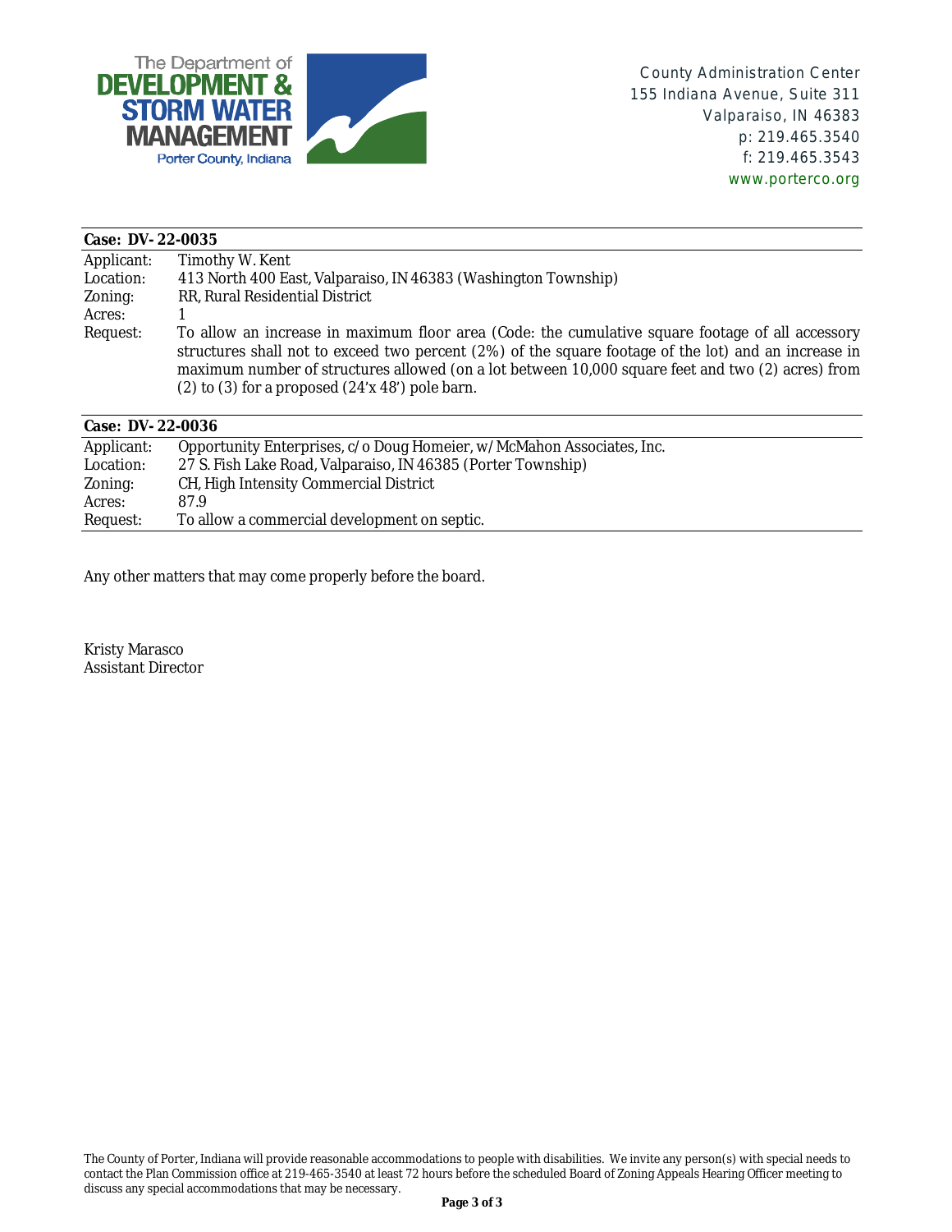The Department of
**DEVELOPMENT & STORM WATER MANAGEMENT**
Porter County, Indiana

County Administration Center
155 Indiana Avenue, Suite 311
Valparaiso, IN 46383
p: 219.465.3540
f: 219.465.3543
www.porterco.org

**Case: DV- 22-0035**

| | |
|---|---|
| Applicant: | Timothy W. Kent |
| Location: | 413 North 400 East, Valparaiso, IN 46383 (Washington Township) |
| Zoning: | RR, Rural Residential District |
| Acres: | 1 |
| Request: | To allow an increase in maximum floor area (Code: the cumulative square footage of all accessory structures shall not to exceed two percent (2%) of the square footage of the lot) and an increase in maximum number of structures allowed (on a lot between 10,000 square feet and two (2) acres) from (2) to (3) for a proposed (24'x 48') pole barn. |

**Case: DV- 22-0036**

| | |
|---|---|
| Applicant: | Opportunity Enterprises, c/o Doug Homeier, w/ McMahon Associates, Inc. |
| Location: | 27 S. Fish Lake Road, Valparaiso, IN 46385 (Porter Township) |
| Zoning: | CH, High Intensity Commercial District |
| Acres: | 87.9 |
| Request: | To allow a commercial development on septic. |

Any other matters that may come properly before the board.

Kristy Marasco
Assistant Director

The County of Porter, Indiana will provide reasonable accommodations to people with disabilities. We invite any person(s) with special needs to contact the Plan Commission office at 219-465-3540 at least 72 hours before the scheduled Board of Zoning Appeals Hearing Officer meeting to discuss any special accommodations that may be necessary.